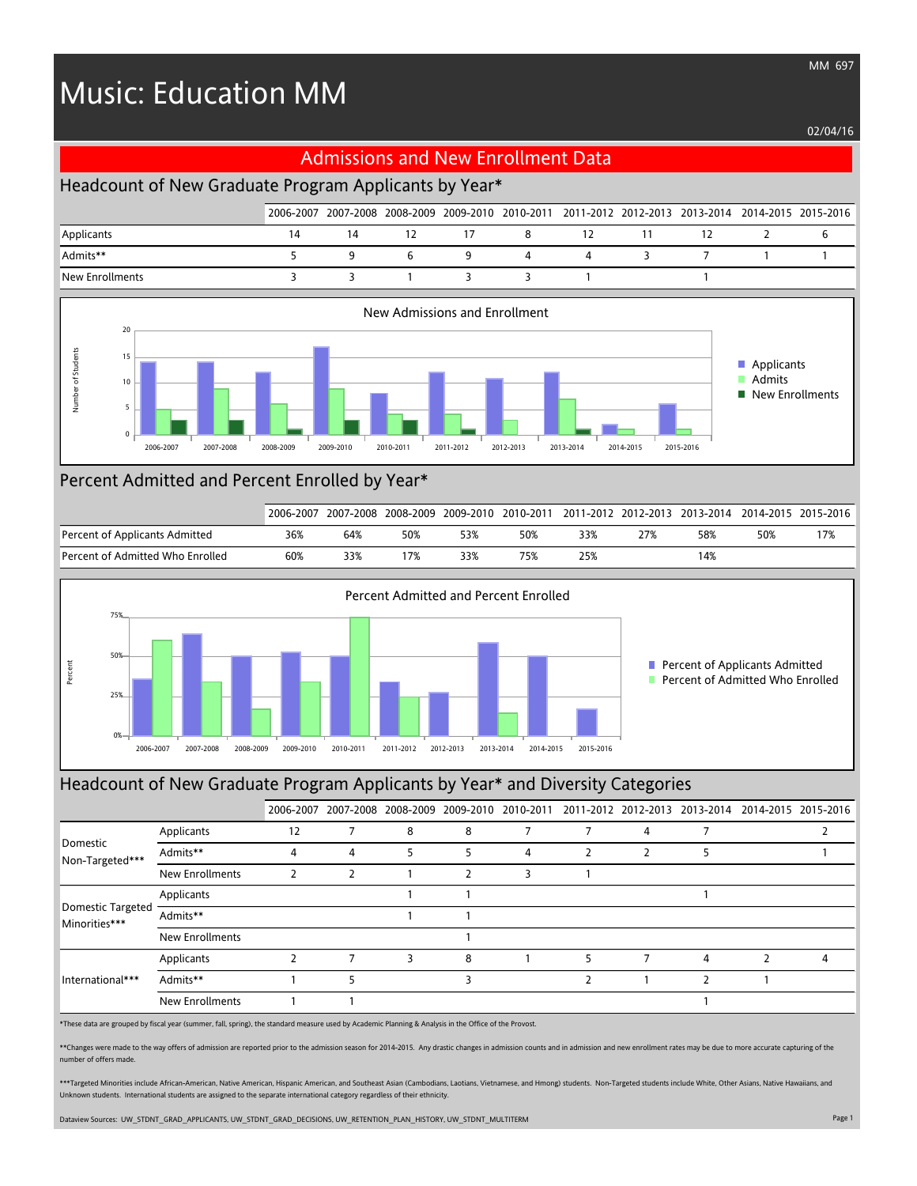MM 697

# Music: Education MM

02/04/16

## Admissions and New Enrollment Data

### Headcount of New Graduate Program Applicants by Year*

| | 2006-2007 | 2007-2008 | 2008-2009 | 2009-2010 | 2010-2011 | 2011-2012 | 2012-2013 | 2013-2014 | 2014-2015 | 2015-2016 |
|---|---|---|---|---|---|---|---|---|---|---|
| Applicants | 14 | 14 | 12 | 17 | 8 | 12 | 11 | 12 | 2 | 6 |
| Admits** | 5 | 9 | 6 | 9 | 4 | 4 | 3 | 7 | 1 | 1 |
| New Enrollments | 3 | 3 | 1 | 3 | 3 | 1 | | 1 | | |

New Admissions and Enrollment

### Percent Admitted and Percent Enrolled by Year*

| | 2006-2007 | 2007-2008 | 2008-2009 | 2009-2010 | 2010-2011 | 2011-2012 | 2012-2013 | 2013-2014 | 2014-2015 | 2015-2016 |
|---|---|---|---|---|---|---|---|---|---|---|
| Percent of Applicants Admitted | 36% | 64% | 50% | 53% | 50% | 33% | 27% | 58% | 50% | 17% |
| Percent of Admitted Who Enrolled | 60% | 33% | 17% | 33% | 75% | 25% | | 14% | | |

Percent Admitted and Percent Enrolled

### Headcount of New Graduate Program Applicants by Year* and Diversity Categories

| | | 2006-2007 | 2007-2008 | 2008-2009 | 2009-2010 | 2010-2011 | 2011-2012 | 2012-2013 | 2013-2014 | 2014-2015 | 2015-2016 |
|---|---|---|---|---|---|---|---|---|---|---|---|
| Domestic Non-Targeted*** | Applicants | 12 | 7 | 8 | 8 | 7 | 7 | 4 | 7 | | 2 |
| | Admits** | 4 | 4 | 5 | 5 | 4 | 2 | 2 | 5 | | 1 |
| | New Enrollments | 2 | 2 | 1 | 2 | 3 | 1 | | | | |
| Domestic Targeted Minorities*** | Applicants | | | 1 | 1 | | | | 1 | | |
| | Admits** | | | 1 | 1 | | | | | | |
| | New Enrollments | | | | 1 | | | | | | |
| International*** | Applicants | 2 | 7 | 3 | 8 | 1 | 5 | 7 | 4 | 2 | 4 |
| | Admits** | 1 | 5 | | 3 | | 2 | 1 | 2 | 1 | |
| | New Enrollments | 1 | 1 | | | | | | 1 | | |

*These data are grouped by fiscal year (summer, fall, spring), the standard measure used by Academic Planning & Analysis in the Office of the Provost.

**Changes were made to the way offers of admission are reported prior to the admission season for 2014-2015. Any drastic changes in admission counts and in admission and new enrollment rates may be due to more accurate capturing of the number of offers made.

***Targeted Minorities include African-American, Native American, Hispanic American, and Southeast Asian (Cambodians, Laotians, Vietnamese, and Hmong) students. Non-Targeted students include White, Other Asians, Native Hawaiians, and Unknown students. International students are assigned to the separate international category regardless of their ethnicity.

Dataview Sources: UW_STDNT_GRAD_APPLICANTS, UW_STDNT_GRAD_DECISIONS, UW_RETENTION_PLAN_HISTORY, UW_STDNT_MULTITERM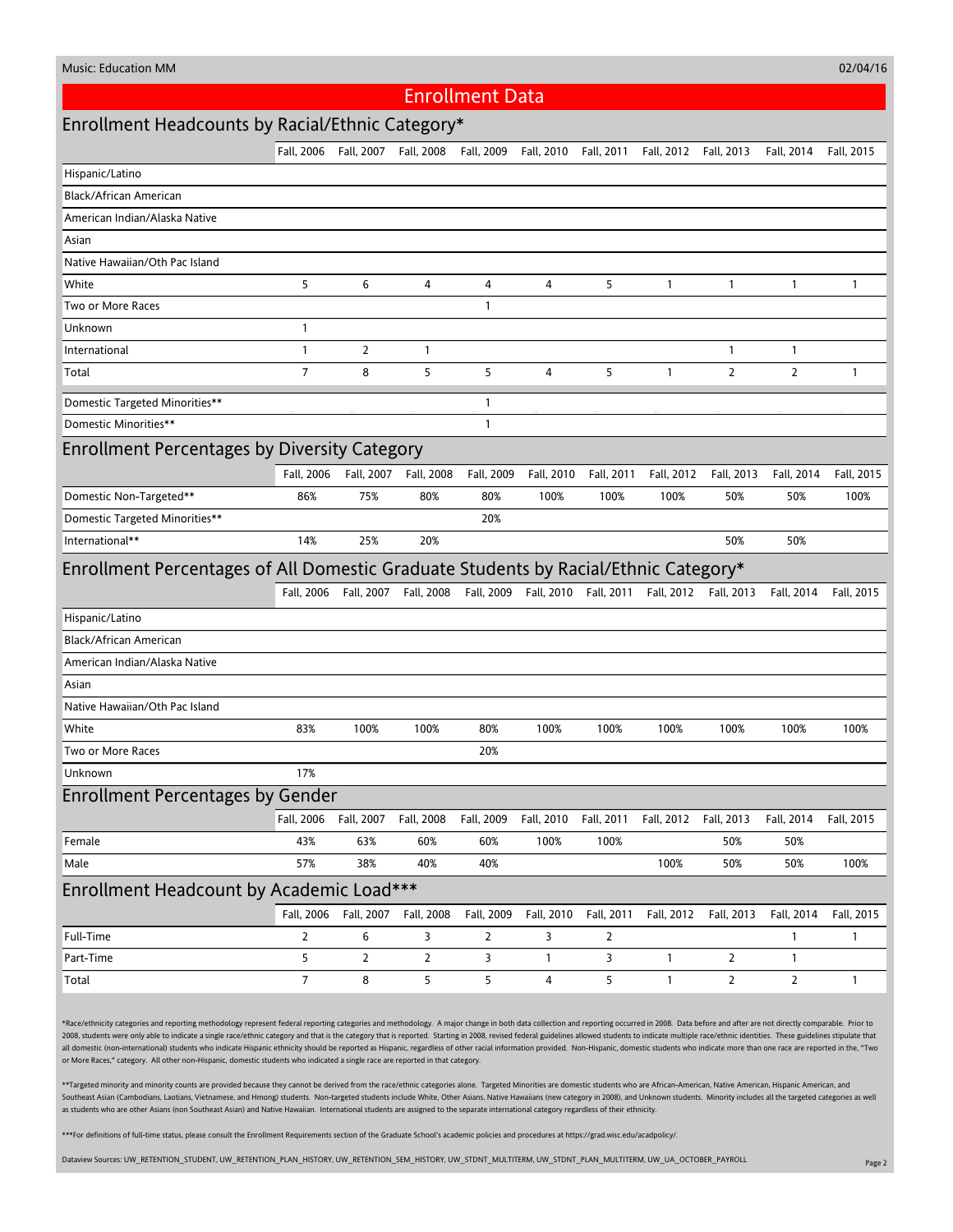Music: Education MM

02/04/16

# Enrollment Data

## Enrollment Headcounts by Racial/Ethnic Category*

| | Fall, 2006 | Fall, 2007 | Fall, 2008 | Fall, 2009 | Fall, 2010 | Fall, 2011 | Fall, 2012 | Fall, 2013 | Fall, 2014 | Fall, 2015 |
|---|---|---|---|---|---|---|---|---|---|---|
| Hispanic/Latino | | | | | | | | | | |
| Black/African American | | | | | | | | | | |
| American Indian/Alaska Native | | | | | | | | | | |
| Asian | | | | | | | | | | |
| Native Hawaiian/Oth Pac Island | | | | | | | | | | |
| White | 5 | 6 | 4 | 4 | 4 | 5 | 1 | 1 | 1 | 1 |
| Two or More Races | | | | 1 | | | | | | |
| Unknown | 1 | | | | | | | | | |
| International | 1 | 2 | 1 | | | | | 1 | 1 | |
| Total | 7 | 8 | 5 | 5 | 4 | 5 | 1 | 2 | 2 | 1 |
| Domestic Targeted Minorities** | | | | 1 | | | | | | |
| Domestic Minorities** | | | | 1 | | | | | | |

## Enrollment Percentages by Diversity Category

| | Fall, 2006 | Fall, 2007 | Fall, 2008 | Fall, 2009 | Fall, 2010 | Fall, 2011 | Fall, 2012 | Fall, 2013 | Fall, 2014 | Fall, 2015 |
|---|---|---|---|---|---|---|---|---|---|---|
| Domestic Non-Targeted** | 86% | 75% | 80% | 80% | 100% | 100% | 100% | 50% | 50% | 100% |
| Domestic Targeted Minorities** | | | | 20% | | | | | | |
| International** | 14% | 25% | 20% | | | | | 50% | 50% | |

## Enrollment Percentages of All Domestic Graduate Students by Racial/Ethnic Category*

| | Fall, 2006 | Fall, 2007 | Fall, 2008 | Fall, 2009 | Fall, 2010 | Fall, 2011 | Fall, 2012 | Fall, 2013 | Fall, 2014 | Fall, 2015 |
|---|---|---|---|---|---|---|---|---|---|---|
| Hispanic/Latino | | | | | | | | | | |
| Black/African American | | | | | | | | | | |
| American Indian/Alaska Native | | | | | | | | | | |
| Asian | | | | | | | | | | |
| Native Hawaiian/Oth Pac Island | | | | | | | | | | |
| White | 83% | 100% | 100% | 80% | 100% | 100% | 100% | 100% | 100% | 100% |
| Two or More Races | | | | 20% | | | | | | |
| Unknown | 17% | | | | | | | | | |

## Enrollment Percentages by Gender

| | Fall, 2006 | Fall, 2007 | Fall, 2008 | Fall, 2009 | Fall, 2010 | Fall, 2011 | Fall, 2012 | Fall, 2013 | Fall, 2014 | Fall, 2015 |
|---|---|---|---|---|---|---|---|---|---|---|
| Female | 43% | 63% | 60% | 60% | 100% | 100% | | 50% | 50% | |
| Male | 57% | 38% | 40% | 40% | | | 100% | 50% | 50% | 100% |

## Enrollment Headcount by Academic Load***

| | Fall, 2006 | Fall, 2007 | Fall, 2008 | Fall, 2009 | Fall, 2010 | Fall, 2011 | Fall, 2012 | Fall, 2013 | Fall, 2014 | Fall, 2015 |
|---|---|---|---|---|---|---|---|---|---|---|
| Full-Time | 2 | 6 | 3 | 2 | 3 | 2 | | | 1 | 1 |
| Part-Time | 5 | 2 | 2 | 3 | 1 | 3 | 1 | 2 | 1 | |
| Total | 7 | 8 | 5 | 5 | 4 | 5 | 1 | 2 | 2 | 1 |

*Race/ethnicity categories and reporting methodology represent federal reporting categories and methodology. A major change in both data collection and reporting occurred in 2008. Data before and after are not directly comparable. Prior to 2008, students were only able to indicate a single race/ethnic category and that is the category that is reported. Starting in 2008, revised federal guidelines allowed students to indicate multiple race/ethnic identities. These guidelines stipulate that all domestic (non-international) students who indicate Hispanic ethnicity should be reported as Hispanic, regardless of other racial information provided. Non-Hispanic, domestic students who indicate more than one race are reported in the, "Two or More Races," category. All other non-Hispanic, domestic students who indicated a single race are reported in that category.

**Targeted minority and minority counts are provided because they cannot be derived from the race/ethnic categories alone. Targeted Minorities are domestic students who are African-American, Native American, Hispanic American, and Southeast Asian (Cambodians, Laotians, Vietnamese, and Hmong) students. Non-targeted students include White, Other Asians, Native Hawaiians (new category in 2008), and Unknown students. Minority includes all the targeted categories as well as students who are other Asians (non Southeast Asian) and Native Hawaiian. International students are assigned to the separate international category regardless of their ethnicity.

***For definitions of full-time status, please consult the Enrollment Requirements section of the Graduate School's academic policies and procedures at https://grad.wisc.edu/acadpolicy/.

Dataview Sources: UW_RETENTION_STUDENT, UW_RETENTION_PLAN_HISTORY, UW_RETENTION_SEM_HISTORY, UW_STDNT_MULTITERM, UW_STDNT_PLAN_MULTITERM, UW_UA_OCTOBER_PAYROLL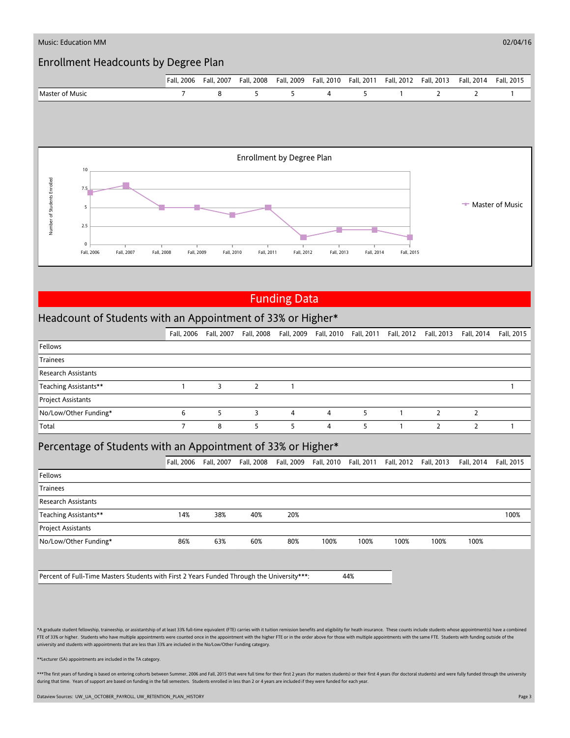Music: Education MM

02/04/16

## Enrollment Headcounts by Degree Plan

| | Fall, 2006 | Fall, 2007 | Fall, 2008 | Fall, 2009 | Fall, 2010 | Fall, 2011 | Fall, 2012 | Fall, 2013 | Fall, 2014 | Fall, 2015 |
|---|---|---|---|---|---|---|---|---|---|---|
| Master of Music | 7 | 8 | 5 | 5 | 4 | 5 | 1 | 2 | 2 | 1 |

Enrollment by Degree Plan

# Funding Data

## Headcount of Students with an Appointment of 33% or Higher*

| | Fall, 2006 | Fall, 2007 | Fall, 2008 | Fall, 2009 | Fall, 2010 | Fall, 2011 | Fall, 2012 | Fall, 2013 | Fall, 2014 | Fall, 2015 |
|---|---|---|---|---|---|---|---|---|---|---|
| Fellows | | | | | | | | | | |
| Trainees | | | | | | | | | | |
| Research Assistants | | | | | | | | | | |
| Teaching Assistants** | 1 | 3 | 2 | 1 | | | | | | 1 |
| Project Assistants | | | | | | | | | | |
| No/Low/Other Funding* | 6 | 5 | 3 | 4 | 4 | 5 | 1 | 2 | 2 | |
| Total | 7 | 8 | 5 | 5 | 4 | 5 | 1 | 2 | 2 | 1 |

## Percentage of Students with an Appointment of 33% or Higher*

| | Fall, 2006 | Fall, 2007 | Fall, 2008 | Fall, 2009 | Fall, 2010 | Fall, 2011 | Fall, 2012 | Fall, 2013 | Fall, 2014 | Fall, 2015 |
|---|---|---|---|---|---|---|---|---|---|---|
| Fellows | | | | | | | | | | |
| Trainees | | | | | | | | | | |
| Research Assistants | | | | | | | | | | |
| Teaching Assistants** | 14% | 38% | 40% | 20% | | | | | | 100% |
| Project Assistants | | | | | | | | | | |
| No/Low/Other Funding* | 86% | 63% | 60% | 80% | 100% | 100% | 100% | 100% | 100% | |

| Percent of Full-Time Masters Students with First 2 Years Funded Through the University***: | 44% |
|---|---|

*A graduate student fellowship, traineeship, or assistantship of at least 33% full-time equivalent (FTE) carries with it tuition remission benefits and eligibility for heath insurance. These counts include students whose appointment(s) have a combined FTE of 33% or higher. Students who have multiple appointments were counted once in the appointment with the higher FTE or in the order above for those with multiple appointments with the same FTE. Students with funding outside of the university and students with appointments that are less than 33% are included in the No/Low/Other Funding category.

**Lecturer (SA) appointments are included in the TA category.

***The first years of funding is based on entering cohorts between Summer, 2006 and Fall, 2015 that were full time for their first 2 years (for masters students) or their first 4 years (for doctoral students) and were fully funded through the university during that time. Years of support are based on funding in the fall semesters. Students enrolled in less than 2 or 4 years are included if they were funded for each year.

Dataview Sources: UW_UA_OCTOBER_PAYROLL, UW_RETENTION_PLAN_HISTORY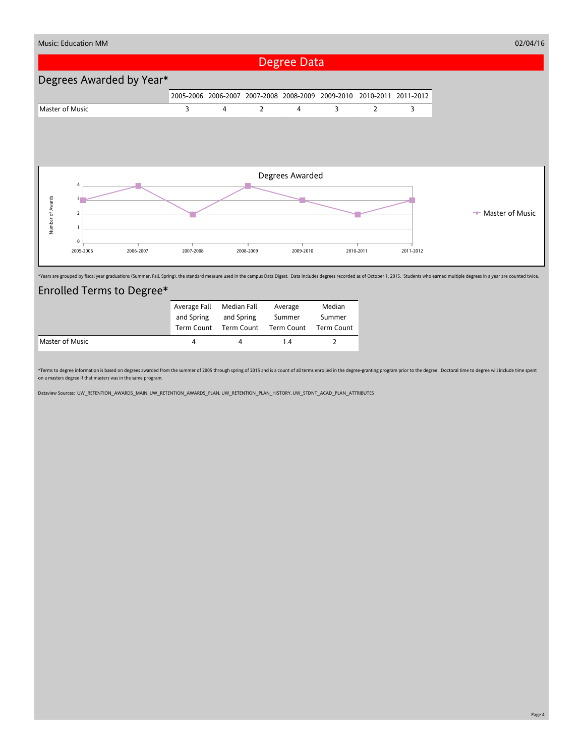# Degree Data

## Degrees Awarded by Year*

| | 2005-2006 | 2006-2007 | 2007-2008 | 2008-2009 | 2009-2010 | 2010-2011 | 2011-2012 |
|---|---|---|---|---|---|---|---|
| Master of Music | 3 | 4 | 2 | 4 | 3 | 2 | 3 |

Degrees Awarded

Number of Awards

4
3
2
1
0

2005-2006
2006-2007
2007-2008
2008-2009
2009-2010
2010-2011
2011-2012

Master of Music

*Years are grouped by fiscal year graduations (Summer, Fall, Spring), the standard measure used in the campus Data Digest. Data Includes degrees recorded as of October 1, 2015. Students who earned multiple degrees in a year are counted twice.

## Enrolled Terms to Degree*

| | Average Fall and Spring Term Count | Median Fall and Spring Term Count | Average Summer Term Count | Median Summer Term Count |
|---|---|---|---|---|
| Master of Music | 4 | 4 | 1.4 | 2 |

*Terms to degree information is based on degrees awarded from the summer of 2005 through spring of 2015 and is a count of all terms enrolled in the degree-granting program prior to the degree. Doctoral time to degree will include time spent on a masters degree if that masters was in the same program.

Dataview Sources: UW_RETENTION_AWARDS_MAIN, UW_RETENTION_AWARDS_PLAN, UW_RETENTION_PLAN_HISTORY, UW_STDNT_ACAD_PLAN_ATTRIBUTES